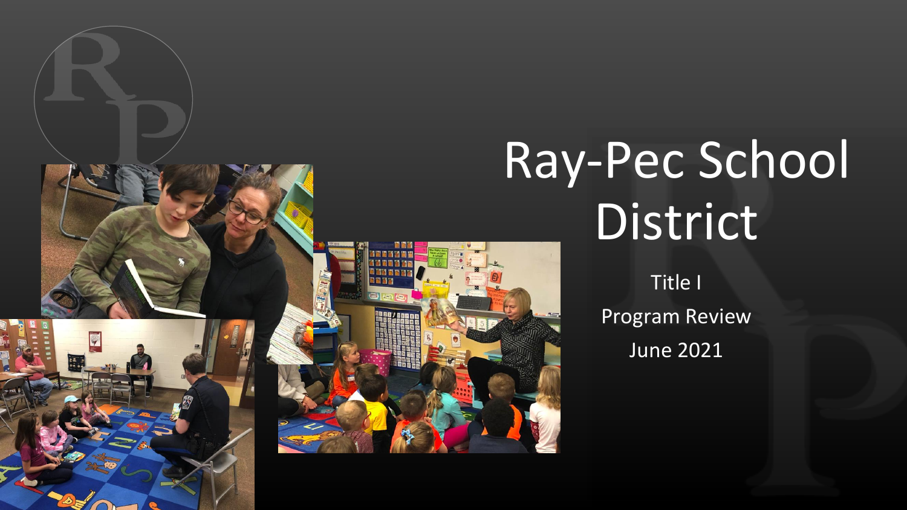# Ray-Pec School District

Title I

Program Review

June 2021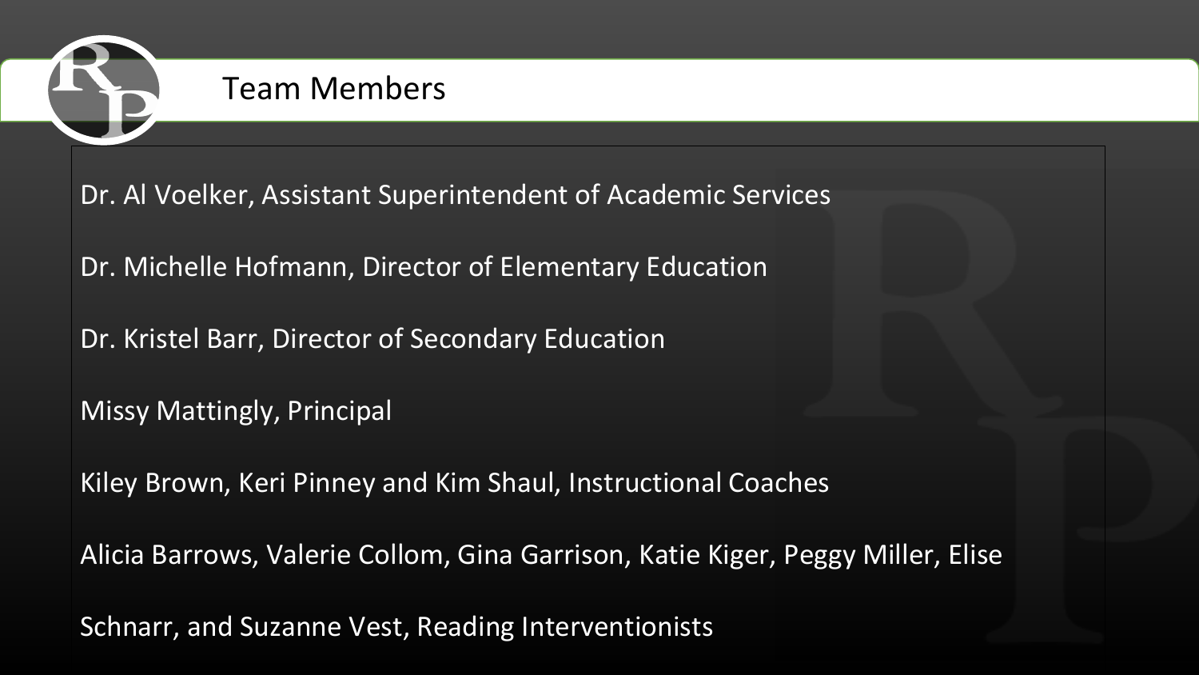# Team Members

Dr. Al Voelker, Assistant Superintendent of Academic Services

Dr. Michelle Hofmann, Director of Elementary Education

Dr. Kristel Barr, Director of Secondary Education

Missy Mattingly, Principal

Kiley Brown, Keri Pinney and Kim Shaul, Instructional Coaches

Alicia Barrows, Valerie Collom, Gina Garrison, Katie Kiger, Peggy Miller, Elise Schnarr, and Suzanne Vest, Reading Interventionists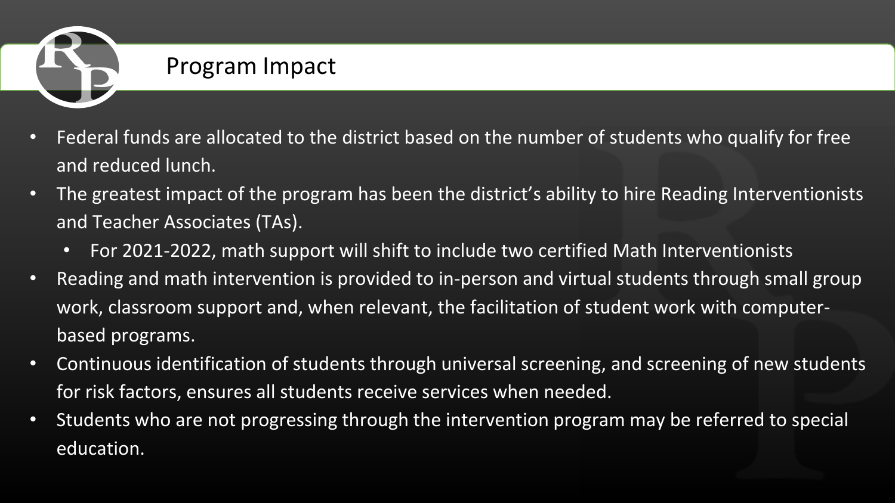## Program Impact

- Federal funds are allocated to the district based on the number of students who qualify for free and reduced lunch.
- The greatest impact of the program has been the district's ability to hire Reading Interventionists and Teacher Associates (TAs).
  - For 2021-2022, math support will shift to include two certified Math Interventionists
- Reading and math intervention is provided to in-person and virtual students through small group work, classroom support and, when relevant, the facilitation of student work with computer-based programs.
- Continuous identification of students through universal screening, and screening of new students for risk factors, ensures all students receive services when needed.
- Students who are not progressing through the intervention program may be referred to special education.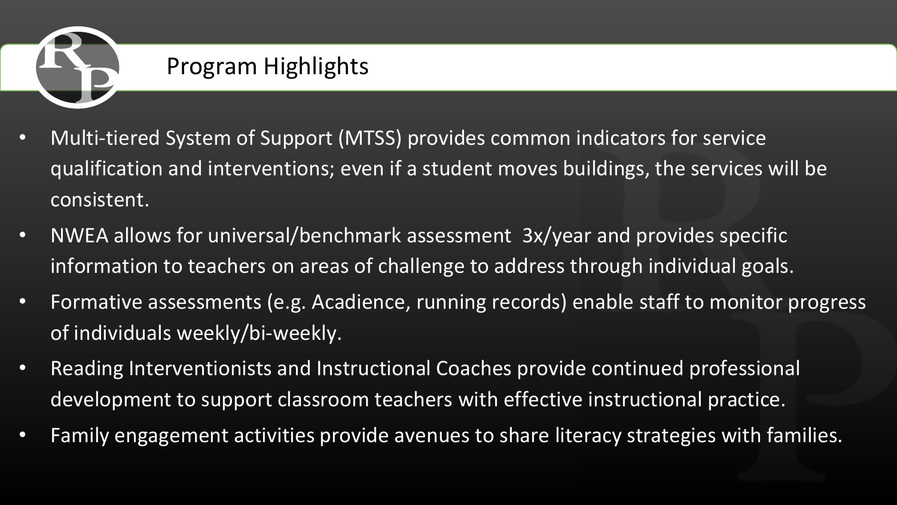## Program Highlights

- Multi-tiered System of Support (MTSS) provides common indicators for service qualification and interventions; even if a student moves buildings, the services will be consistent.
- NWEA allows for universal/benchmark assessment 3x/year and provides specific information to teachers on areas of challenge to address through individual goals.
- Formative assessments (e.g. Acadience, running records) enable staff to monitor progress of individuals weekly/bi-weekly.
- Reading Interventionists and Instructional Coaches provide continued professional development to support classroom teachers with effective instructional practice.
- Family engagement activities provide avenues to share literacy strategies with families.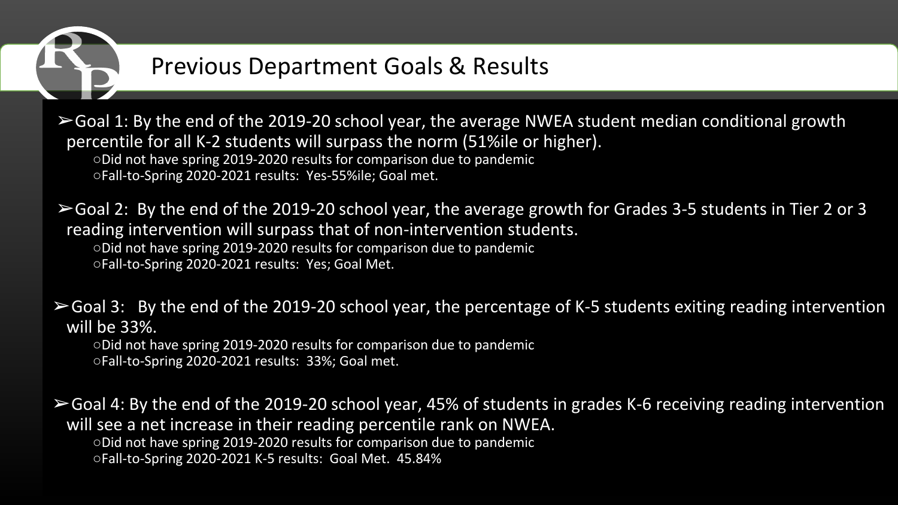# Previous Department Goals & Results

- Goal 1: By the end of the 2019-20 school year, the average NWEA student median conditional growth percentile for all K-2 students will surpass the norm (51%ile or higher).
  - Did not have spring 2019-2020 results for comparison due to pandemic
  - Fall-to-Spring 2020-2021 results: Yes-55%ile; Goal met.

- Goal 2: By the end of the 2019-20 school year, the average growth for Grades 3-5 students in Tier 2 or 3 reading intervention will surpass that of non-intervention students.
  - Did not have spring 2019-2020 results for comparison due to pandemic
  - Fall-to-Spring 2020-2021 results: Yes; Goal Met.

- Goal 3: By the end of the 2019-20 school year, the percentage of K-5 students exiting reading intervention will be 33%.
  - Did not have spring 2019-2020 results for comparison due to pandemic
  - Fall-to-Spring 2020-2021 results: 33%; Goal met.

- Goal 4: By the end of the 2019-20 school year, 45% of students in grades K-6 receiving reading intervention will see a net increase in their reading percentile rank on NWEA.
  - Did not have spring 2019-2020 results for comparison due to pandemic
  - Fall-to-Spring 2020-2021 K-5 results: Goal Met. 45.84%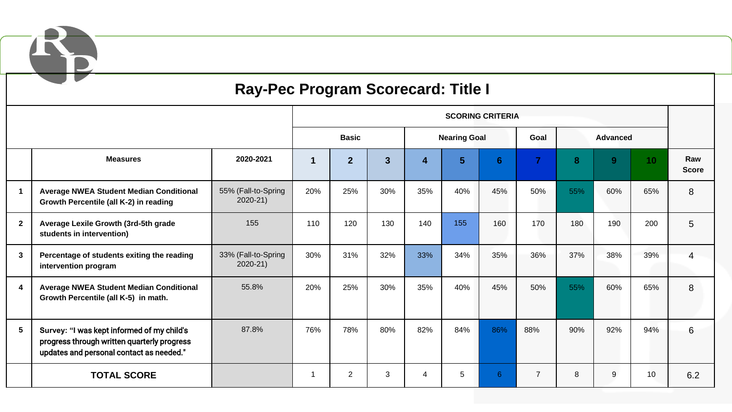# Ray-Pec Program Scorecard: Title I

| | | | SCORING CRITERIA | | | | | | | | | | |
|---|---|---|---|---|---|---|---|---|---|---|---|---|---|
| | | | Basic | | | Nearing Goal | | | Goal | Advanced | | | |
| | **Measures** | **2020-2021** | **1** | **2** | **3** | **4** | **5** | **6** | **7** | **8** | **9** | **10** | **Raw Score** |
| **1** | **Average NWEA Student Median Conditional Growth Percentile (all K-2) in reading** | 55% (Fall-to-Spring 2020-21) | 20% | 25% | 30% | 35% | 40% | 45% | 50% | 55% | 60% | 65% | 8 |
| **2** | **Average Lexile Growth (3rd-5th grade students in intervention)** | 155 | 110 | 120 | 130 | 140 | 155 | 160 | 170 | 180 | 190 | 200 | 5 |
| **3** | **Percentage of students exiting the reading intervention program** | 33% (Fall-to-Spring 2020-21) | 30% | 31% | 32% | 33% | 34% | 35% | 36% | 37% | 38% | 39% | 4 |
| **4** | **Average NWEA Student Median Conditional Growth Percentile (all K-5) in math.** | 55.8% | 20% | 25% | 30% | 35% | 40% | 45% | 50% | 55% | 60% | 65% | 8 |
| **5** | **Survey: "I was kept informed of my child's progress through written quarterly progress updates and personal contact as needed."** | 87.8% | 76% | 78% | 80% | 82% | 84% | 86% | 88% | 90% | 92% | 94% | 6 |
| | **TOTAL SCORE** | | 1 | 2 | 3 | 4 | 5 | 6 | 7 | 8 | 9 | 10 | 6.2 |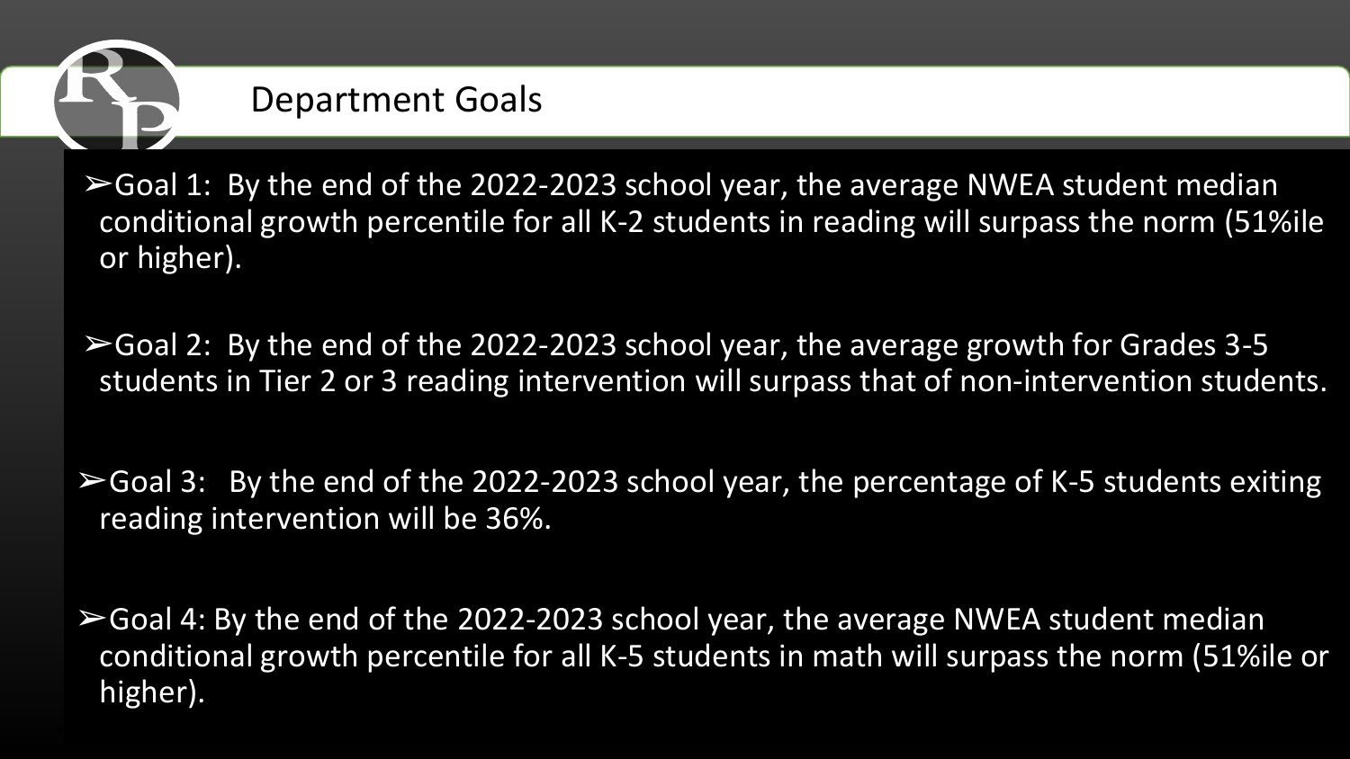## Department Goals

- Goal 1: By the end of the 2022-2023 school year, the average NWEA student median conditional growth percentile for all K-2 students in reading will surpass the norm (51%ile or higher).

- Goal 2: By the end of the 2022-2023 school year, the average growth for Grades 3-5 students in Tier 2 or 3 reading intervention will surpass that of non-intervention students.

- Goal 3: By the end of the 2022-2023 school year, the percentage of K-5 students exiting reading intervention will be 36%.

- Goal 4: By the end of the 2022-2023 school year, the average NWEA student median conditional growth percentile for all K-5 students in math will surpass the norm (51%ile or higher).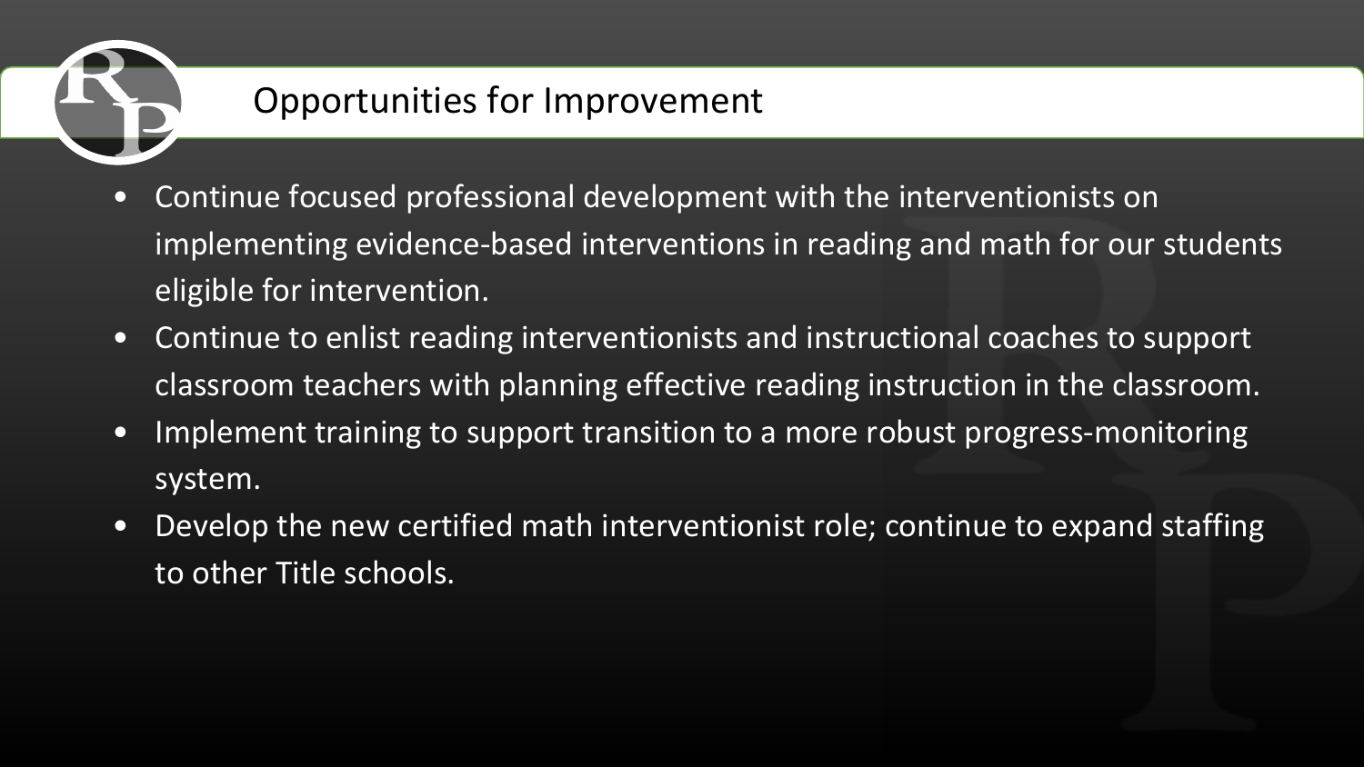## Opportunities for Improvement

- Continue focused professional development with the interventionists on implementing evidence-based interventions in reading and math for our students eligible for intervention.
- Continue to enlist reading interventionists and instructional coaches to support classroom teachers with planning effective reading instruction in the classroom.
- Implement training to support transition to a more robust progress-monitoring system.
- Develop the new certified math interventionist role; continue to expand staffing to other Title schools.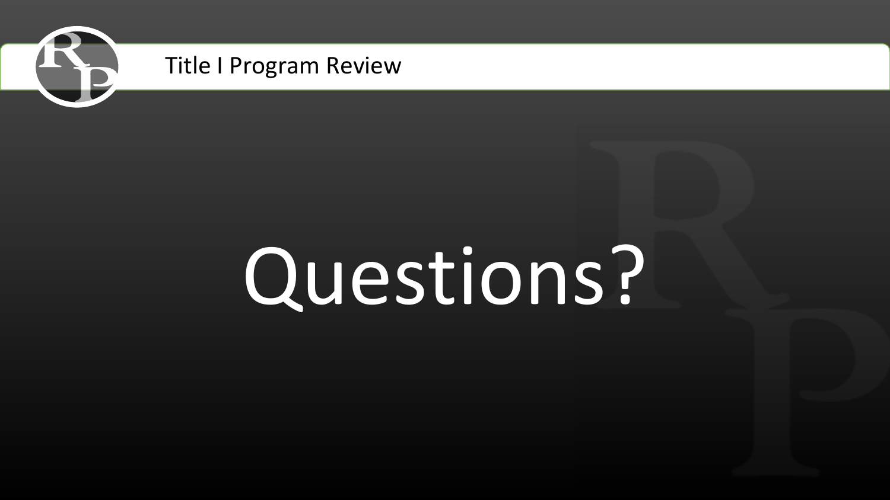Title I Program Review

# Questions?